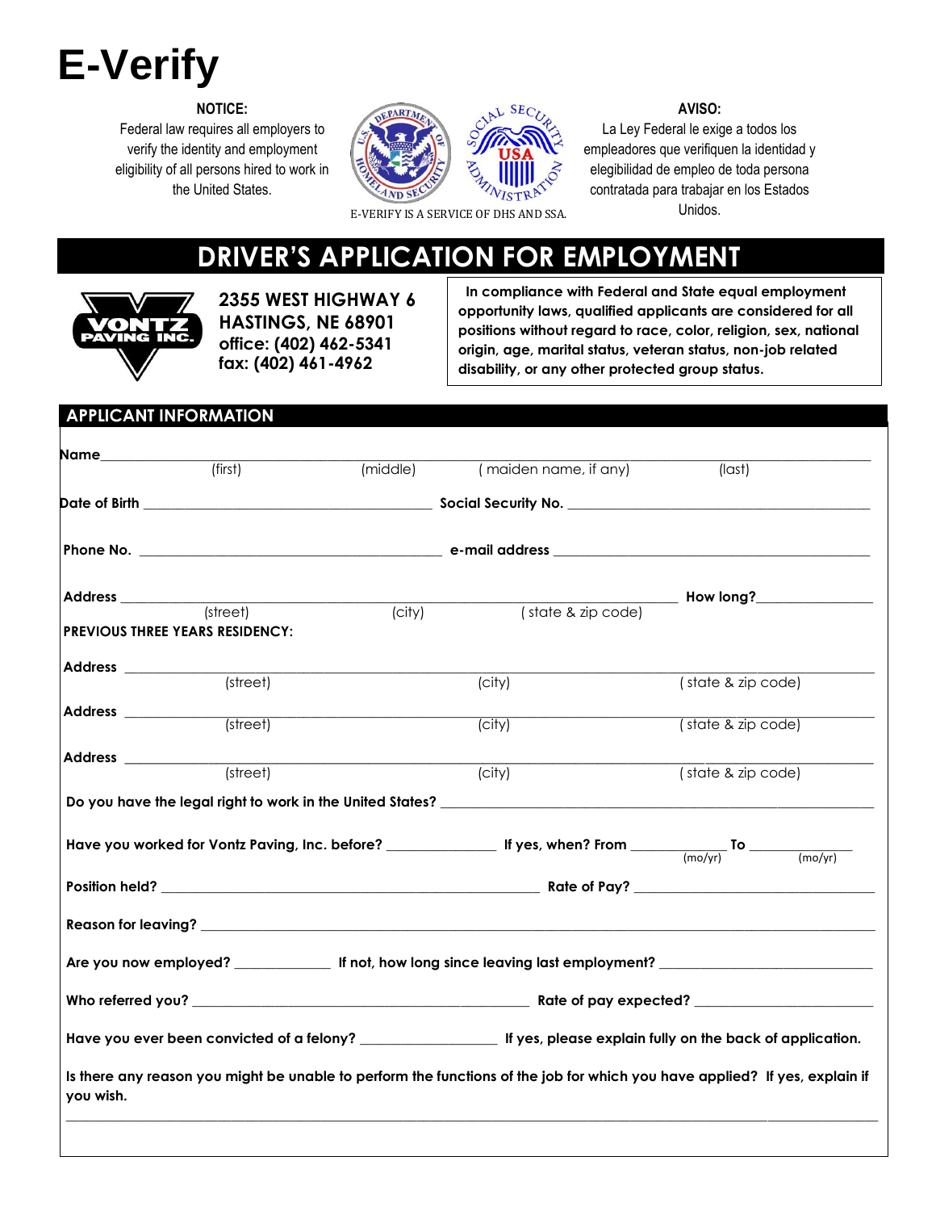# E-Verify

**NOTICE:**
Federal law requires all employers to verify the identity and employment eligibility of all persons hired to work in the United States.

E-VERIFY IS A SERVICE OF DHS AND SSA.

**AVISO:**
La Ley Federal le exige a todos los empleadores que verifiquen la identidad y elegibilidad de empleo de toda persona contratada para trabajar en los Estados Unidos.

## DRIVER'S APPLICATION FOR EMPLOYMENT

VONTZ PAVING INC.

**2355 WEST HIGHWAY 6**
**HASTINGS, NE 68901**
**office: (402) 462-5341**
**fax: (402) 461-4962**

**In compliance with Federal and State equal employment opportunity laws, qualified applicants are considered for all positions without regard to race, color, religion, sex, national origin, age, marital status, veteran status, non-job related disability, or any other protected group status.**

### APPLICANT INFORMATION

**Name** ______________________________________________________________
(first) (middle) (maiden name, if any) (last)

**Date of Birth** ____________________ **Social Security No.** ____________________

**Phone No.** ____________________ **e-mail address** ____________________

**Address** ______________________________________________ **How long?** __________
(street) (city) (state & zip code)

**PREVIOUS THREE YEARS RESIDENCY:**

**Address** ______________________________________________________________
(street) (city) (state & zip code)

**Address** ______________________________________________________________
(street) (city) (state & zip code)

**Address** ______________________________________________________________
(street) (city) (state & zip code)

**Do you have the legal right to work in the United States?** ____________________

**Have you worked for Vontz Paving, Inc. before?** __________ **If yes, when? From** __________ (mo/yr) **To** __________ (mo/yr)

**Position held?** ____________________ **Rate of Pay?** ____________________

**Reason for leaving?** ______________________________________________

**Are you now employed?** __________ **If not, how long since leaving last employment?** ____________________

**Who referred you?** ____________________ **Rate of pay expected?** ____________________

**Have you ever been convicted of a felony?** __________ **If yes, please explain fully on the back of application.**

**Is there any reason you might be unable to perform the functions of the job for which you have applied? If yes, explain if you wish.**

______________________________________________________________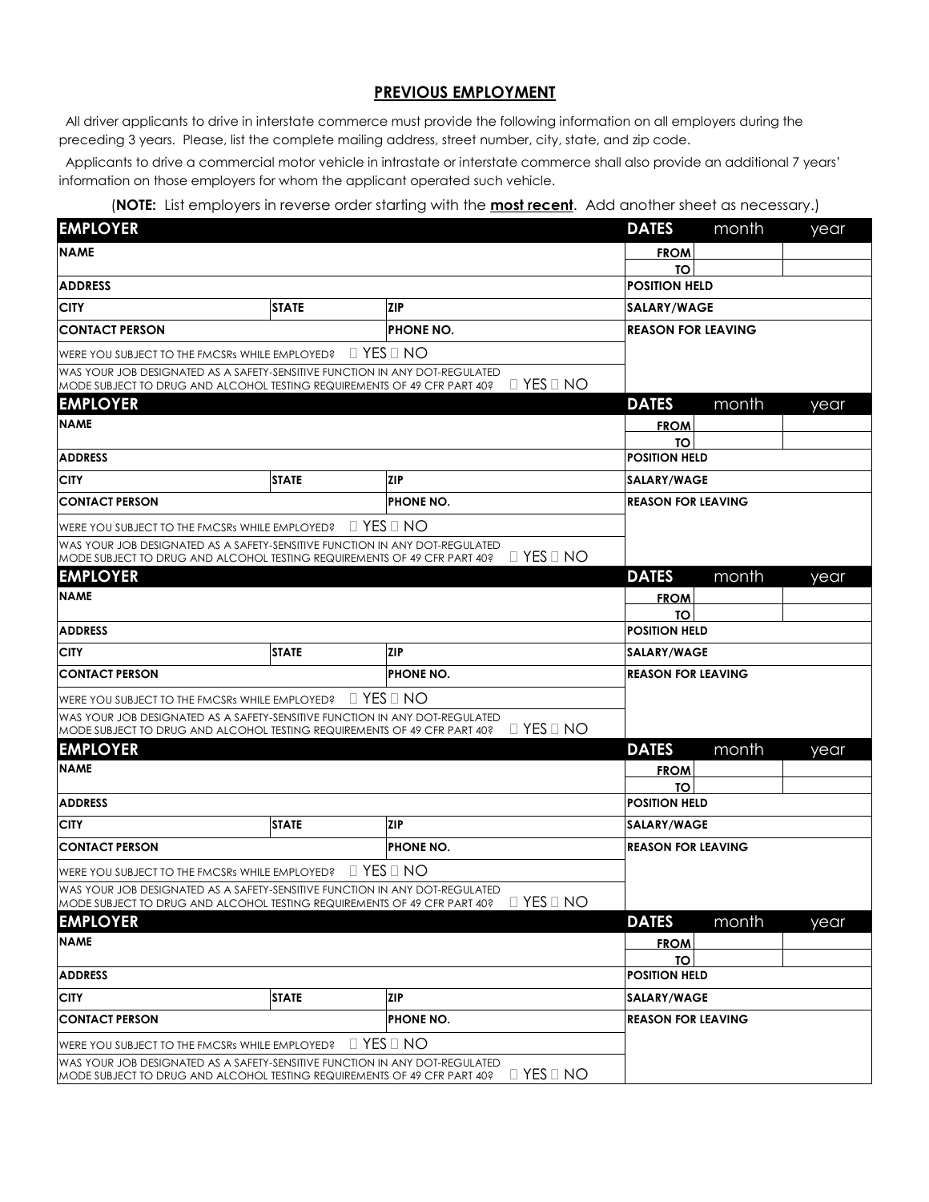## PREVIOUS EMPLOYMENT

All driver applicants to drive in interstate commerce must provide the following information on all employers during the preceding 3 years. Please, list the complete mailing address, street number, city, state, and zip code.

Applicants to drive a commercial motor vehicle in intrastate or interstate commerce shall also provide an additional 7 years' information on those employers for whom the applicant operated such vehicle.

(**NOTE:** List employers in reverse order starting with the **most recent**. Add another sheet as necessary.)

| **EMPLOYER** | | | **DATES** | month | year |
|---|---|---|---|---|---|
| **NAME** | | | **FROM** | | |
| | | | **TO** | | |
| **ADDRESS** | | | **POSITION HELD** | | |
| **CITY** | **STATE** | **ZIP** | **SALARY/WAGE** | | |
| **CONTACT PERSON** | | **PHONE NO.** | **REASON FOR LEAVING** | | |
| WERE YOU SUBJECT TO THE FMCSRs WHILE EMPLOYED? ☐ YES ☐ NO | | | | | |
| WAS YOUR JOB DESIGNATED AS A SAFETY-SENSITIVE FUNCTION IN ANY DOT-REGULATED MODE SUBJECT TO DRUG AND ALCOHOL TESTING REQUIREMENTS OF 49 CFR PART 40? ☐ YES ☐ NO | | | | | |

| **EMPLOYER** | | | **DATES** | month | year |
|---|---|---|---|---|---|
| **NAME** | | | **FROM** | | |
| | | | **TO** | | |
| **ADDRESS** | | | **POSITION HELD** | | |
| **CITY** | **STATE** | **ZIP** | **SALARY/WAGE** | | |
| **CONTACT PERSON** | | **PHONE NO.** | **REASON FOR LEAVING** | | |
| WERE YOU SUBJECT TO THE FMCSRs WHILE EMPLOYED? ☐ YES ☐ NO | | | | | |
| WAS YOUR JOB DESIGNATED AS A SAFETY-SENSITIVE FUNCTION IN ANY DOT-REGULATED MODE SUBJECT TO DRUG AND ALCOHOL TESTING REQUIREMENTS OF 49 CFR PART 40? ☐ YES ☐ NO | | | | | |

| **EMPLOYER** | | | **DATES** | month | year |
|---|---|---|---|---|---|
| **NAME** | | | **FROM** | | |
| | | | **TO** | | |
| **ADDRESS** | | | **POSITION HELD** | | |
| **CITY** | **STATE** | **ZIP** | **SALARY/WAGE** | | |
| **CONTACT PERSON** | | **PHONE NO.** | **REASON FOR LEAVING** | | |
| WERE YOU SUBJECT TO THE FMCSRs WHILE EMPLOYED? ☐ YES ☐ NO | | | | | |
| WAS YOUR JOB DESIGNATED AS A SAFETY-SENSITIVE FUNCTION IN ANY DOT-REGULATED MODE SUBJECT TO DRUG AND ALCOHOL TESTING REQUIREMENTS OF 49 CFR PART 40? ☐ YES ☐ NO | | | | | |

| **EMPLOYER** | | | **DATES** | month | year |
|---|---|---|---|---|---|
| **NAME** | | | **FROM** | | |
| | | | **TO** | | |
| **ADDRESS** | | | **POSITION HELD** | | |
| **CITY** | **STATE** | **ZIP** | **SALARY/WAGE** | | |
| **CONTACT PERSON** | | **PHONE NO.** | **REASON FOR LEAVING** | | |
| WERE YOU SUBJECT TO THE FMCSRs WHILE EMPLOYED? ☐ YES ☐ NO | | | | | |
| WAS YOUR JOB DESIGNATED AS A SAFETY-SENSITIVE FUNCTION IN ANY DOT-REGULATED MODE SUBJECT TO DRUG AND ALCOHOL TESTING REQUIREMENTS OF 49 CFR PART 40? ☐ YES ☐ NO | | | | | |

| **EMPLOYER** | | | **DATES** | month | year |
|---|---|---|---|---|---|
| **NAME** | | | **FROM** | | |
| | | | **TO** | | |
| **ADDRESS** | | | **POSITION HELD** | | |
| **CITY** | **STATE** | **ZIP** | **SALARY/WAGE** | | |
| **CONTACT PERSON** | | **PHONE NO.** | **REASON FOR LEAVING** | | |
| WERE YOU SUBJECT TO THE FMCSRs WHILE EMPLOYED? ☐ YES ☐ NO | | | | | |
| WAS YOUR JOB DESIGNATED AS A SAFETY-SENSITIVE FUNCTION IN ANY DOT-REGULATED MODE SUBJECT TO DRUG AND ALCOHOL TESTING REQUIREMENTS OF 49 CFR PART 40? ☐ YES ☐ NO | | | | | |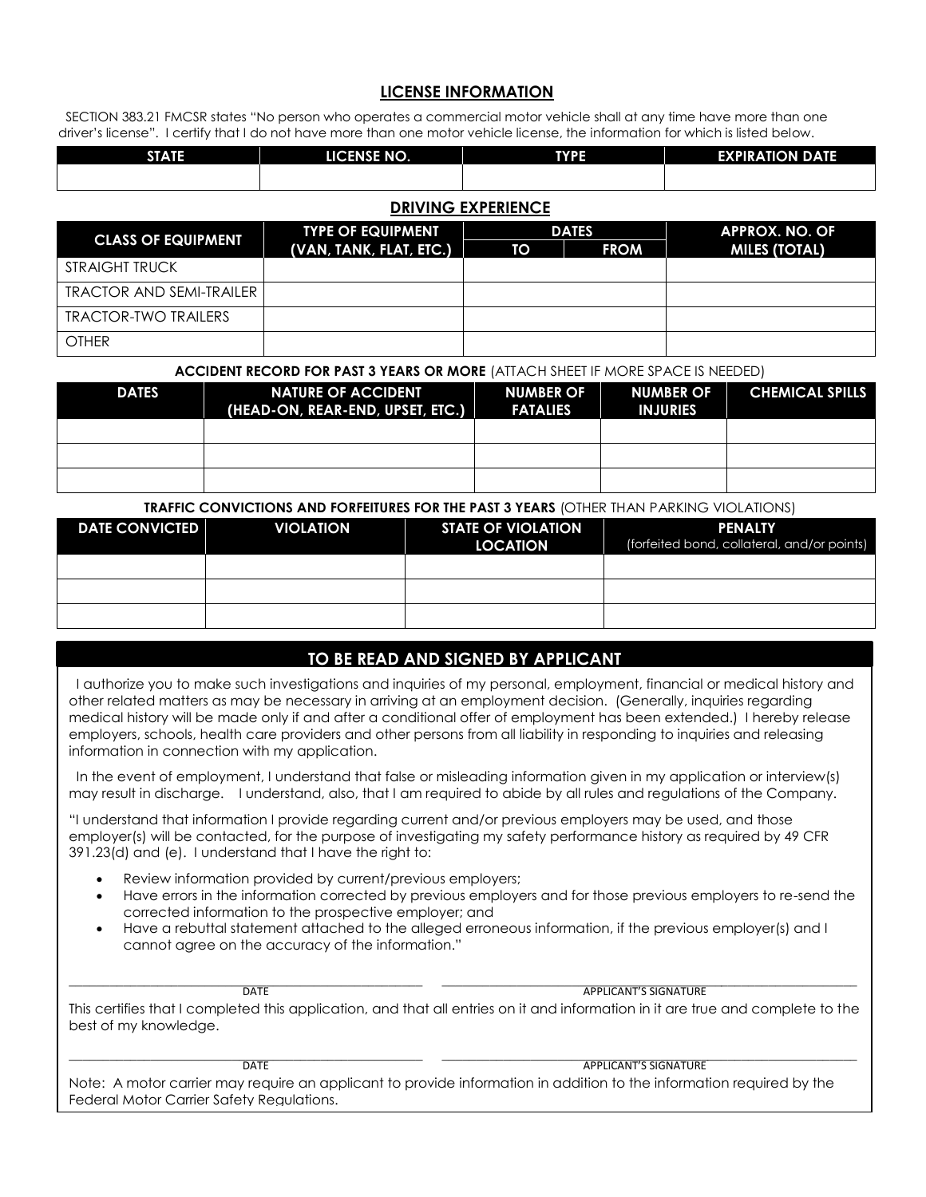## LICENSE INFORMATION

SECTION 383.21 FMCSR states "No person who operates a commercial motor vehicle shall at any time have more than one driver's license". I certify that I do not have more than one motor vehicle license, the information for which is listed below.

| STATE | LICENSE NO. | TYPE | EXPIRATION DATE |
|---|---|---|---|
| | | | |

## DRIVING EXPERIENCE

| CLASS OF EQUIPMENT | TYPE OF EQUIPMENT (VAN, TANK, FLAT, ETC.) | DATES | | APPROX. NO. OF MILES (TOTAL) |
|---|---|---|---|---|
| | | TO | FROM | |
| STRAIGHT TRUCK | | | | |
| TRACTOR AND SEMI-TRAILER | | | | |
| TRACTOR-TWO TRAILERS | | | | |
| OTHER | | | | |

**ACCIDENT RECORD FOR PAST 3 YEARS OR MORE** (ATTACH SHEET IF MORE SPACE IS NEEDED)

| DATES | NATURE OF ACCIDENT (HEAD-ON, REAR-END, UPSET, ETC.) | NUMBER OF FATALIES | NUMBER OF INJURIES | CHEMICAL SPILLS |
|---|---|---|---|---|
| | | | | |
| | | | | |
| | | | | |

**TRAFFIC CONVICTIONS AND FORFEITURES FOR THE PAST 3 YEARS** (OTHER THAN PARKING VIOLATIONS)

| DATE CONVICTED | VIOLATION | STATE OF VIOLATION LOCATION | PENALTY (forfeited bond, collateral, and/or points) |
|---|---|---|---|
| | | | |
| | | | |
| | | | |

## TO BE READ AND SIGNED BY APPLICANT

I authorize you to make such investigations and inquiries of my personal, employment, financial or medical history and other related matters as may be necessary in arriving at an employment decision. (Generally, inquiries regarding medical history will be made only if and after a conditional offer of employment has been extended.) I hereby release employers, schools, health care providers and other persons from all liability in responding to inquiries and releasing information in connection with my application.

In the event of employment, I understand that false or misleading information given in my application or interview(s) may result in discharge. I understand, also, that I am required to abide by all rules and regulations of the Company.

"I understand that information I provide regarding current and/or previous employers may be used, and those employer(s) will be contacted, for the purpose of investigating my safety performance history as required by 49 CFR 391.23(d) and (e). I understand that I have the right to:

- Review information provided by current/previous employers;
- Have errors in the information corrected by previous employers and for those previous employers to re-send the corrected information to the prospective employer; and
- Have a rebuttal statement attached to the alleged erroneous information, if the previous employer(s) and I cannot agree on the accuracy of the information."

\_\_\_\_\_\_\_\_\_\_\_\_\_\_\_\_\_\_\_\_\_\_\_\_\_\_\_\_\_\_ \_\_\_\_\_\_\_\_\_\_\_\_\_\_\_\_\_\_\_\_\_\_\_\_\_\_\_\_\_\_

DATE APPLICANT'S SIGNATURE

This certifies that I completed this application, and that all entries on it and information in it are true and complete to the best of my knowledge.

\_\_\_\_\_\_\_\_\_\_\_\_\_\_\_\_\_\_\_\_\_\_\_\_\_\_\_\_\_\_ \_\_\_\_\_\_\_\_\_\_\_\_\_\_\_\_\_\_\_\_\_\_\_\_\_\_\_\_\_\_

DATE APPLICANT'S SIGNATURE

Note: A motor carrier may require an applicant to provide information in addition to the information required by the Federal Motor Carrier Safety Regulations.